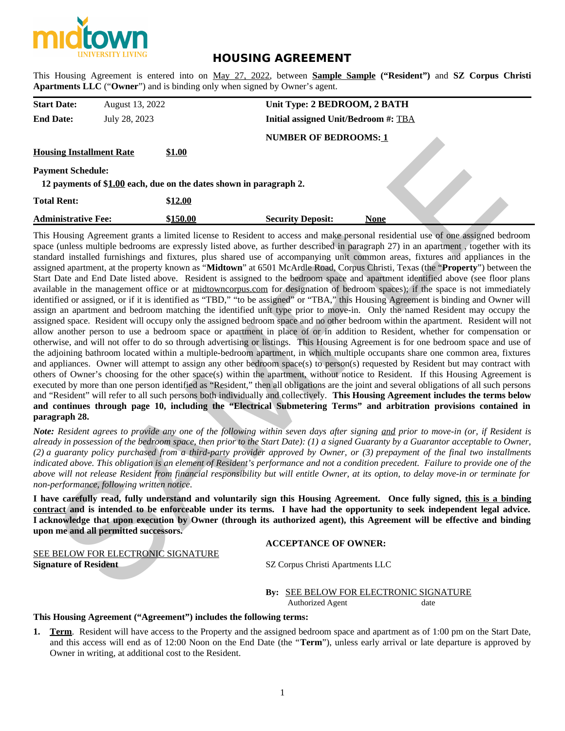midtown
UNIVERSITY LIVING

# HOUSING AGREEMENT

This Housing Agreement is entered into on May 27, 2022, between **Sample Sample ("Resident")** and **SZ Corpus Christi Apartments LLC** ("**Owner**") and is binding only when signed by Owner's agent.

| | | | |
|---|---|---|---|
| **Start Date:** | August 13, 2022 | **Unit Type: 2 BEDROOM, 2 BATH** | |
| **End Date:** | July 28, 2023 | **Initial assigned Unit/Bedroom #:** TBA | |
| | | **NUMBER OF BEDROOMS: 1** | |
| **Housing Installment Rate** | **$1.00** | | |
| **Payment Schedule:** | | | |
| **12 payments of $1.00 each, due on the dates shown in paragraph 2.** | | | |
| **Total Rent:** | **$12.00** | | |
| **Administrative Fee:** | **$150.00** | **Security Deposit:** | **None** |

This Housing Agreement grants a limited license to Resident to access and make personal residential use of one assigned bedroom space (unless multiple bedrooms are expressly listed above, as further described in paragraph 27) in an apartment , together with its standard installed furnishings and fixtures, plus shared use of accompanying unit common areas, fixtures and appliances in the assigned apartment, at the property known as "**Midtown**" at 6501 McArdle Road, Corpus Christi, Texas (the "**Property**") between the Start Date and End Date listed above. Resident is assigned to the bedroom space and apartment identified above (see floor plans available in the management office or at midtowncorpus.com for designation of bedroom spaces); if the space is not immediately identified or assigned, or if it is identified as "TBD," "to be assigned" or "TBA," this Housing Agreement is binding and Owner will assign an apartment and bedroom matching the identified unit type prior to move-in. Only the named Resident may occupy the assigned space. Resident will occupy only the assigned bedroom space and no other bedroom within the apartment. Resident will not allow another person to use a bedroom space or apartment in place of or in addition to Resident, whether for compensation or otherwise, and will not offer to do so through advertising or listings. This Housing Agreement is for one bedroom space and use of the adjoining bathroom located within a multiple-bedroom apartment, in which multiple occupants share one common area, fixtures and appliances. Owner will attempt to assign any other bedroom space(s) to person(s) requested by Resident but may contract with others of Owner's choosing for the other space(s) within the apartment, without notice to Resident. If this Housing Agreement is executed by more than one person identified as "Resident," then all obligations are the joint and several obligations of all such persons and "Resident" will refer to all such persons both individually and collectively. **This Housing Agreement includes the terms below and continues through page 10, including the "Electrical Submetering Terms" and arbitration provisions contained in paragraph 28.**

***Note:*** *Resident agrees to provide any one of the following within seven days after signing and prior to move-in (or, if Resident is already in possession of the bedroom space, then prior to the Start Date): (1) a signed Guaranty by a Guarantor acceptable to Owner, (2) a guaranty policy purchased from a third-party provider approved by Owner, or (3) prepayment of the final two installments indicated above. This obligation is an element of Resident's performance and not a condition precedent. Failure to provide one of the above will not release Resident from financial responsibility but will entitle Owner, at its option, to delay move-in or terminate for non-performance, following written notice.*

**I have carefully read, fully understand and voluntarily sign this Housing Agreement. Once fully signed, this is a binding contract and is intended to be enforceable under its terms. I have had the opportunity to seek independent legal advice. I acknowledge that upon execution by Owner (through its authorized agent), this Agreement will be effective and binding upon me and all permitted successors.**

SEE BELOW FOR ELECTRONIC SIGNATURE
**Signature of Resident**

**ACCEPTANCE OF OWNER:**

SZ Corpus Christi Apartments LLC

**By:** SEE BELOW FOR ELECTRONIC SIGNATURE
Authorized Agent date

**This Housing Agreement ("Agreement") includes the following terms:**

1. **Term**. Resident will have access to the Property and the assigned bedroom space and apartment as of 1:00 pm on the Start Date, and this access will end as of 12:00 Noon on the End Date (the "**Term**"), unless early arrival or late departure is approved by Owner in writing, at additional cost to the Resident.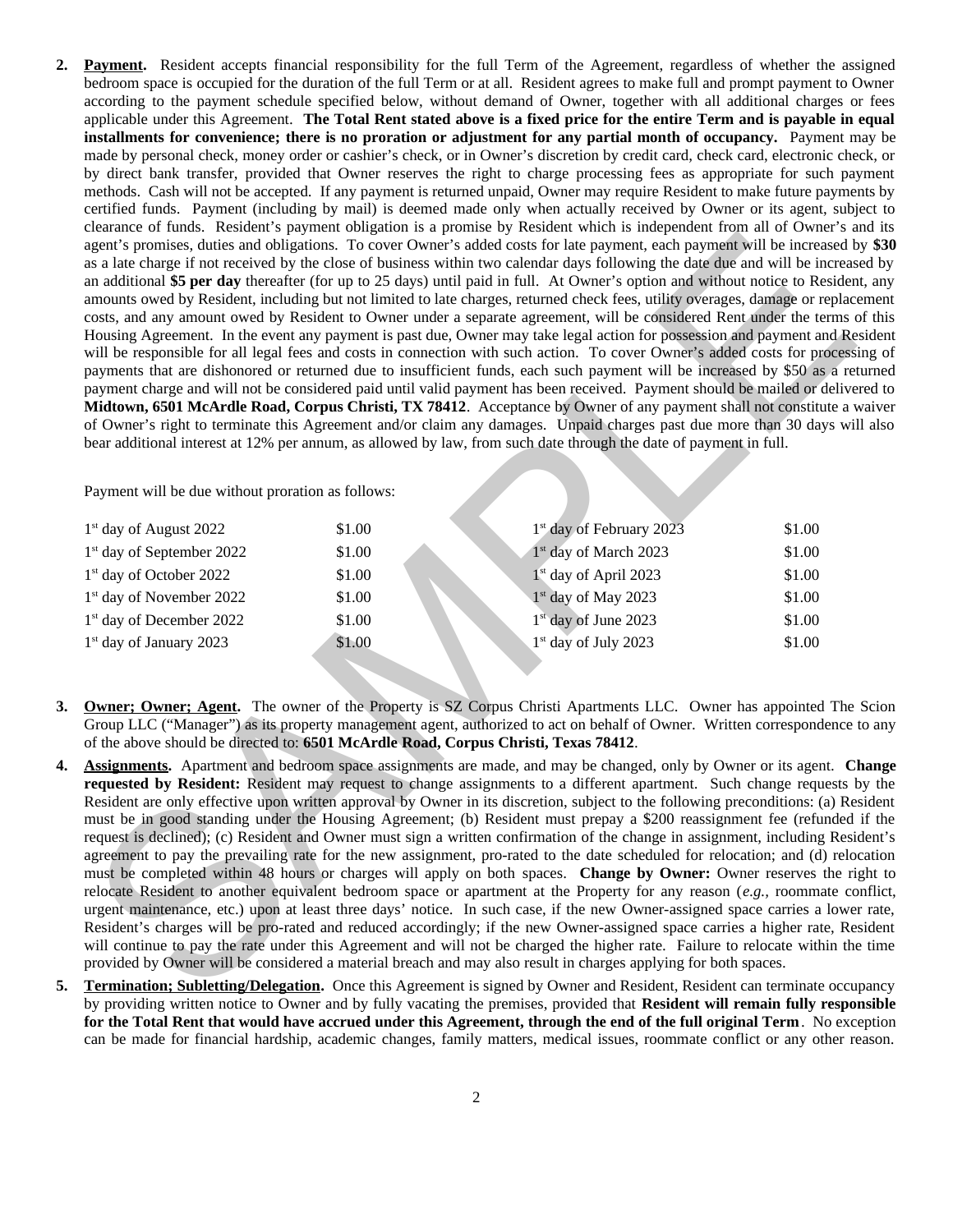2. **Payment.** Resident accepts financial responsibility for the full Term of the Agreement, regardless of whether the assigned bedroom space is occupied for the duration of the full Term or at all. Resident agrees to make full and prompt payment to Owner according to the payment schedule specified below, without demand of Owner, together with all additional charges or fees applicable under this Agreement. **The Total Rent stated above is a fixed price for the entire Term and is payable in equal installments for convenience; there is no proration or adjustment for any partial month of occupancy.** Payment may be made by personal check, money order or cashier's check, or in Owner's discretion by credit card, check card, electronic check, or by direct bank transfer, provided that Owner reserves the right to charge processing fees as appropriate for such payment methods. Cash will not be accepted. If any payment is returned unpaid, Owner may require Resident to make future payments by certified funds. Payment (including by mail) is deemed made only when actually received by Owner or its agent, subject to clearance of funds. Resident's payment obligation is a promise by Resident which is independent from all of Owner's and its agent's promises, duties and obligations. To cover Owner's added costs for late payment, each payment will be increased by **$30** as a late charge if not received by the close of business within two calendar days following the date due and will be increased by an additional **$5 per day** thereafter (for up to 25 days) until paid in full. At Owner's option and without notice to Resident, any amounts owed by Resident, including but not limited to late charges, returned check fees, utility overages, damage or replacement costs, and any amount owed by Resident to Owner under a separate agreement, will be considered Rent under the terms of this Housing Agreement. In the event any payment is past due, Owner may take legal action for possession and payment and Resident will be responsible for all legal fees and costs in connection with such action. To cover Owner's added costs for processing of payments that are dishonored or returned due to insufficient funds, each such payment will be increased by $50 as a returned payment charge and will not be considered paid until valid payment has been received. Payment should be mailed or delivered to **Midtown, 6501 McArdle Road, Corpus Christi, TX 78412**. Acceptance by Owner of any payment shall not constitute a waiver of Owner's right to terminate this Agreement and/or claim any damages. Unpaid charges past due more than 30 days will also bear additional interest at 12% per annum, as allowed by law, from such date through the date of payment in full.

   Payment will be due without proration as follows:

| | | | |
|---|---|---|---|
| 1st day of August 2022 | $1.00 | 1st day of February 2023 | $1.00 |
| 1st day of September 2022 | $1.00 | 1st day of March 2023 | $1.00 |
| 1st day of October 2022 | $1.00 | 1st day of April 2023 | $1.00 |
| 1st day of November 2022 | $1.00 | 1st day of May 2023 | $1.00 |
| 1st day of December 2022 | $1.00 | 1st day of June 2023 | $1.00 |
| 1st day of January 2023 | $1.00 | 1st day of July 2023 | $1.00 |

3. **Owner; Owner; Agent.** The owner of the Property is SZ Corpus Christi Apartments LLC. Owner has appointed The Scion Group LLC ("Manager") as its property management agent, authorized to act on behalf of Owner. Written correspondence to any of the above should be directed to: **6501 McArdle Road, Corpus Christi, Texas 78412**.

4. **Assignments.** Apartment and bedroom space assignments are made, and may be changed, only by Owner or its agent. **Change requested by Resident:** Resident may request to change assignments to a different apartment. Such change requests by the Resident are only effective upon written approval by Owner in its discretion, subject to the following preconditions: (a) Resident must be in good standing under the Housing Agreement; (b) Resident must prepay a $200 reassignment fee (refunded if the request is declined); (c) Resident and Owner must sign a written confirmation of the change in assignment, including Resident's agreement to pay the prevailing rate for the new assignment, pro-rated to the date scheduled for relocation; and (d) relocation must be completed within 48 hours or charges will apply on both spaces. **Change by Owner:** Owner reserves the right to relocate Resident to another equivalent bedroom space or apartment at the Property for any reason (*e.g.*, roommate conflict, urgent maintenance, etc.) upon at least three days' notice. In such case, if the new Owner-assigned space carries a lower rate, Resident's charges will be pro-rated and reduced accordingly; if the new Owner-assigned space carries a higher rate, Resident will continue to pay the rate under this Agreement and will not be charged the higher rate. Failure to relocate within the time provided by Owner will be considered a material breach and may also result in charges applying for both spaces.

5. **Termination; Subletting/Delegation.** Once this Agreement is signed by Owner and Resident, Resident can terminate occupancy by providing written notice to Owner and by fully vacating the premises, provided that **Resident will remain fully responsible for the Total Rent that would have accrued under this Agreement, through the end of the full original Term**. No exception can be made for financial hardship, academic changes, family matters, medical issues, roommate conflict or any other reason.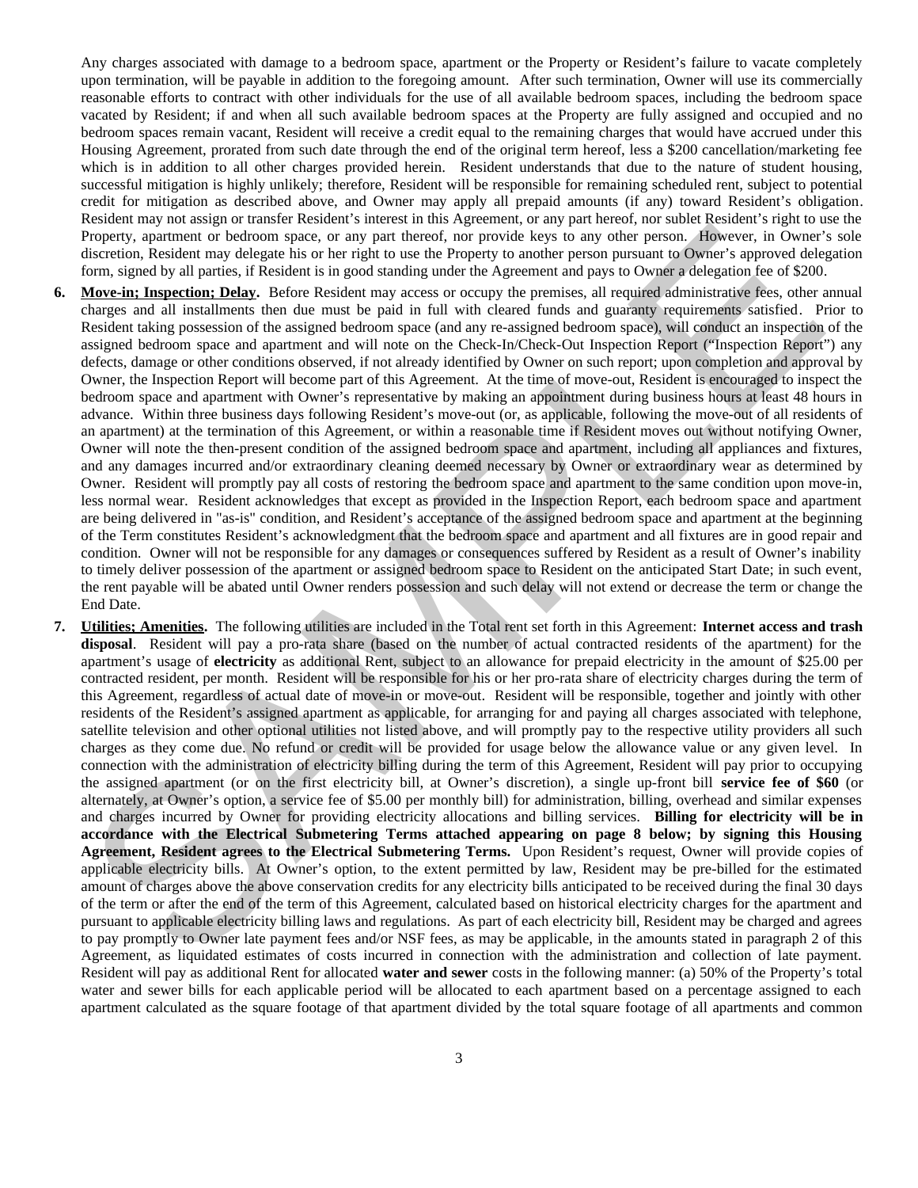Any charges associated with damage to a bedroom space, apartment or the Property or Resident's failure to vacate completely upon termination, will be payable in addition to the foregoing amount. After such termination, Owner will use its commercially reasonable efforts to contract with other individuals for the use of all available bedroom spaces, including the bedroom space vacated by Resident; if and when all such available bedroom spaces at the Property are fully assigned and occupied and no bedroom spaces remain vacant, Resident will receive a credit equal to the remaining charges that would have accrued under this Housing Agreement, prorated from such date through the end of the original term hereof, less a $200 cancellation/marketing fee which is in addition to all other charges provided herein. Resident understands that due to the nature of student housing, successful mitigation is highly unlikely; therefore, Resident will be responsible for remaining scheduled rent, subject to potential credit for mitigation as described above, and Owner may apply all prepaid amounts (if any) toward Resident's obligation. Resident may not assign or transfer Resident's interest in this Agreement, or any part hereof, nor sublet Resident's right to use the Property, apartment or bedroom space, or any part thereof, nor provide keys to any other person. However, in Owner's sole discretion, Resident may delegate his or her right to use the Property to another person pursuant to Owner's approved delegation form, signed by all parties, if Resident is in good standing under the Agreement and pays to Owner a delegation fee of $200.

6. **Move-in; Inspection; Delay.** Before Resident may access or occupy the premises, all required administrative fees, other annual charges and all installments then due must be paid in full with cleared funds and guaranty requirements satisfied. Prior to Resident taking possession of the assigned bedroom space (and any re-assigned bedroom space), will conduct an inspection of the assigned bedroom space and apartment and will note on the Check-In/Check-Out Inspection Report ("Inspection Report") any defects, damage or other conditions observed, if not already identified by Owner on such report; upon completion and approval by Owner, the Inspection Report will become part of this Agreement. At the time of move-out, Resident is encouraged to inspect the bedroom space and apartment with Owner's representative by making an appointment during business hours at least 48 hours in advance. Within three business days following Resident's move-out (or, as applicable, following the move-out of all residents of an apartment) at the termination of this Agreement, or within a reasonable time if Resident moves out without notifying Owner, Owner will note the then-present condition of the assigned bedroom space and apartment, including all appliances and fixtures, and any damages incurred and/or extraordinary cleaning deemed necessary by Owner or extraordinary wear as determined by Owner. Resident will promptly pay all costs of restoring the bedroom space and apartment to the same condition upon move-in, less normal wear. Resident acknowledges that except as provided in the Inspection Report, each bedroom space and apartment are being delivered in "as-is" condition, and Resident's acceptance of the assigned bedroom space and apartment at the beginning of the Term constitutes Resident's acknowledgment that the bedroom space and apartment and all fixtures are in good repair and condition. Owner will not be responsible for any damages or consequences suffered by Resident as a result of Owner's inability to timely deliver possession of the apartment or assigned bedroom space to Resident on the anticipated Start Date; in such event, the rent payable will be abated until Owner renders possession and such delay will not extend or decrease the term or change the End Date.

7. **Utilities; Amenities.** The following utilities are included in the Total rent set forth in this Agreement: **Internet access and trash disposal**. Resident will pay a pro-rata share (based on the number of actual contracted residents of the apartment) for the apartment's usage of **electricity** as additional Rent, subject to an allowance for prepaid electricity in the amount of $25.00 per contracted resident, per month. Resident will be responsible for his or her pro-rata share of electricity charges during the term of this Agreement, regardless of actual date of move-in or move-out. Resident will be responsible, together and jointly with other residents of the Resident's assigned apartment as applicable, for arranging for and paying all charges associated with telephone, satellite television and other optional utilities not listed above, and will promptly pay to the respective utility providers all such charges as they come due. No refund or credit will be provided for usage below the allowance value or any given level. In connection with the administration of electricity billing during the term of this Agreement, Resident will pay prior to occupying the assigned apartment (or on the first electricity bill, at Owner's discretion), a single up-front bill **service fee of $60** (or alternately, at Owner's option, a service fee of $5.00 per monthly bill) for administration, billing, overhead and similar expenses and charges incurred by Owner for providing electricity allocations and billing services. **Billing for electricity will be in accordance with the Electrical Submetering Terms attached appearing on page 8 below; by signing this Housing Agreement, Resident agrees to the Electrical Submetering Terms.** Upon Resident's request, Owner will provide copies of applicable electricity bills. At Owner's option, to the extent permitted by law, Resident may be pre-billed for the estimated amount of charges above the above conservation credits for any electricity bills anticipated to be received during the final 30 days of the term or after the end of the term of this Agreement, calculated based on historical electricity charges for the apartment and pursuant to applicable electricity billing laws and regulations. As part of each electricity bill, Resident may be charged and agrees to pay promptly to Owner late payment fees and/or NSF fees, as may be applicable, in the amounts stated in paragraph 2 of this Agreement, as liquidated estimates of costs incurred in connection with the administration and collection of late payment. Resident will pay as additional Rent for allocated **water and sewer** costs in the following manner: (a) 50% of the Property's total water and sewer bills for each applicable period will be allocated to each apartment based on a percentage assigned to each apartment calculated as the square footage of that apartment divided by the total square footage of all apartments and common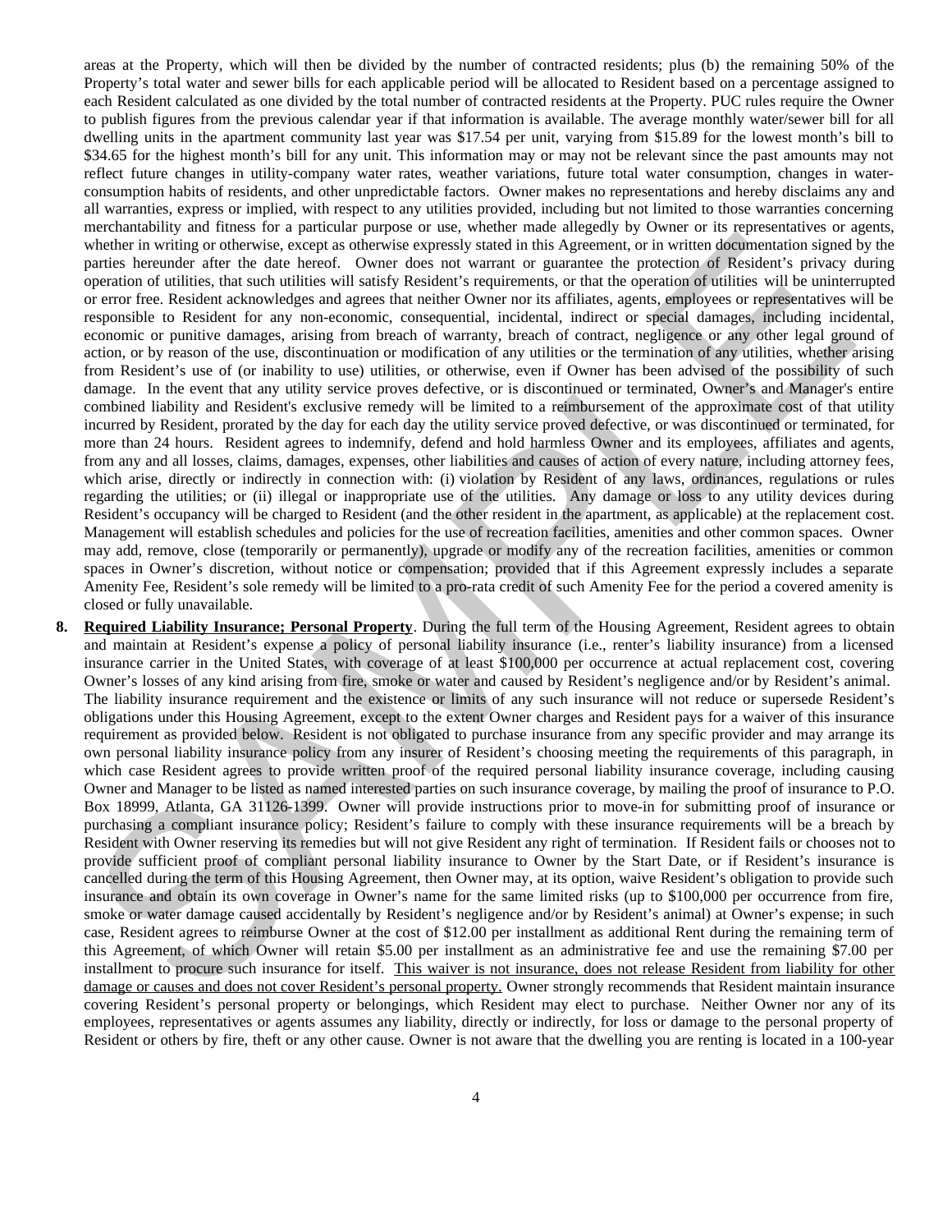areas at the Property, which will then be divided by the number of contracted residents; plus (b) the remaining 50% of the Property's total water and sewer bills for each applicable period will be allocated to Resident based on a percentage assigned to each Resident calculated as one divided by the total number of contracted residents at the Property. PUC rules require the Owner to publish figures from the previous calendar year if that information is available. The average monthly water/sewer bill for all dwelling units in the apartment community last year was $17.54 per unit, varying from $15.89 for the lowest month's bill to $34.65 for the highest month's bill for any unit. This information may or may not be relevant since the past amounts may not reflect future changes in utility-company water rates, weather variations, future total water consumption, changes in water-consumption habits of residents, and other unpredictable factors. Owner makes no representations and hereby disclaims any and all warranties, express or implied, with respect to any utilities provided, including but not limited to those warranties concerning merchantability and fitness for a particular purpose or use, whether made allegedly by Owner or its representatives or agents, whether in writing or otherwise, except as otherwise expressly stated in this Agreement, or in written documentation signed by the parties hereunder after the date hereof. Owner does not warrant or guarantee the protection of Resident's privacy during operation of utilities, that such utilities will satisfy Resident's requirements, or that the operation of utilities will be uninterrupted or error free. Resident acknowledges and agrees that neither Owner nor its affiliates, agents, employees or representatives will be responsible to Resident for any non-economic, consequential, incidental, indirect or special damages, including incidental, economic or punitive damages, arising from breach of warranty, breach of contract, negligence or any other legal ground of action, or by reason of the use, discontinuation or modification of any utilities or the termination of any utilities, whether arising from Resident's use of (or inability to use) utilities, or otherwise, even if Owner has been advised of the possibility of such damage. In the event that any utility service proves defective, or is discontinued or terminated, Owner's and Manager's entire combined liability and Resident's exclusive remedy will be limited to a reimbursement of the approximate cost of that utility incurred by Resident, prorated by the day for each day the utility service proved defective, or was discontinued or terminated, for more than 24 hours. Resident agrees to indemnify, defend and hold harmless Owner and its employees, affiliates and agents, from any and all losses, claims, damages, expenses, other liabilities and causes of action of every nature, including attorney fees, which arise, directly or indirectly in connection with: (i) violation by Resident of any laws, ordinances, regulations or rules regarding the utilities; or (ii) illegal or inappropriate use of the utilities. Any damage or loss to any utility devices during Resident's occupancy will be charged to Resident (and the other resident in the apartment, as applicable) at the replacement cost. Management will establish schedules and policies for the use of recreation facilities, amenities and other common spaces. Owner may add, remove, close (temporarily or permanently), upgrade or modify any of the recreation facilities, amenities or common spaces in Owner's discretion, without notice or compensation; provided that if this Agreement expressly includes a separate Amenity Fee, Resident's sole remedy will be limited to a pro-rata credit of such Amenity Fee for the period a covered amenity is closed or fully unavailable.

8. **Required Liability Insurance; Personal Property**. During the full term of the Housing Agreement, Resident agrees to obtain and maintain at Resident's expense a policy of personal liability insurance (i.e., renter's liability insurance) from a licensed insurance carrier in the United States, with coverage of at least $100,000 per occurrence at actual replacement cost, covering Owner's losses of any kind arising from fire, smoke or water and caused by Resident's negligence and/or by Resident's animal. The liability insurance requirement and the existence or limits of any such insurance will not reduce or supersede Resident's obligations under this Housing Agreement, except to the extent Owner charges and Resident pays for a waiver of this insurance requirement as provided below. Resident is not obligated to purchase insurance from any specific provider and may arrange its own personal liability insurance policy from any insurer of Resident's choosing meeting the requirements of this paragraph, in which case Resident agrees to provide written proof of the required personal liability insurance coverage, including causing Owner and Manager to be listed as named interested parties on such insurance coverage, by mailing the proof of insurance to P.O. Box 18999, Atlanta, GA 31126-1399. Owner will provide instructions prior to move-in for submitting proof of insurance or purchasing a compliant insurance policy; Resident's failure to comply with these insurance requirements will be a breach by Resident with Owner reserving its remedies but will not give Resident any right of termination. If Resident fails or chooses not to provide sufficient proof of compliant personal liability insurance to Owner by the Start Date, or if Resident's insurance is cancelled during the term of this Housing Agreement, then Owner may, at its option, waive Resident's obligation to provide such insurance and obtain its own coverage in Owner's name for the same limited risks (up to $100,000 per occurrence from fire, smoke or water damage caused accidentally by Resident's negligence and/or by Resident's animal) at Owner's expense; in such case, Resident agrees to reimburse Owner at the cost of $12.00 per installment as additional Rent during the remaining term of this Agreement, of which Owner will retain $5.00 per installment as an administrative fee and use the remaining $7.00 per installment to procure such insurance for itself. <u>This waiver is not insurance, does not release Resident from liability for other damage or causes and does not cover Resident's personal property.</u> Owner strongly recommends that Resident maintain insurance covering Resident's personal property or belongings, which Resident may elect to purchase. Neither Owner nor any of its employees, representatives or agents assumes any liability, directly or indirectly, for loss or damage to the personal property of Resident or others by fire, theft or any other cause. Owner is not aware that the dwelling you are renting is located in a 100-year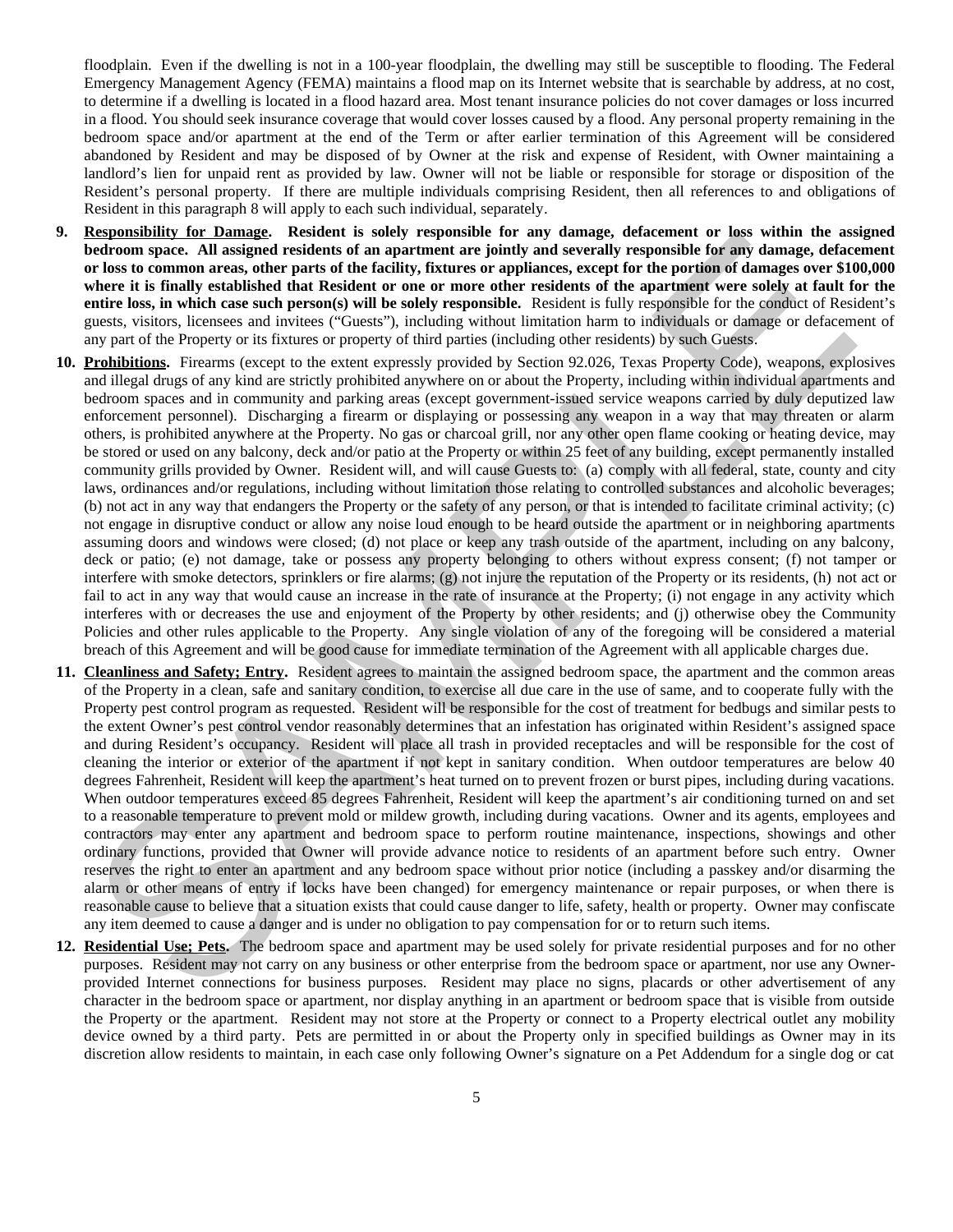floodplain. Even if the dwelling is not in a 100-year floodplain, the dwelling may still be susceptible to flooding. The Federal Emergency Management Agency (FEMA) maintains a flood map on its Internet website that is searchable by address, at no cost, to determine if a dwelling is located in a flood hazard area. Most tenant insurance policies do not cover damages or loss incurred in a flood. You should seek insurance coverage that would cover losses caused by a flood. Any personal property remaining in the bedroom space and/or apartment at the end of the Term or after earlier termination of this Agreement will be considered abandoned by Resident and may be disposed of by Owner at the risk and expense of Resident, with Owner maintaining a landlord's lien for unpaid rent as provided by law. Owner will not be liable or responsible for storage or disposition of the Resident's personal property. If there are multiple individuals comprising Resident, then all references to and obligations of Resident in this paragraph 8 will apply to each such individual, separately.

9. **Responsibility for Damage. Resident is solely responsible for any damage, defacement or loss within the assigned bedroom space. All assigned residents of an apartment are jointly and severally responsible for any damage, defacement or loss to common areas, other parts of the facility, fixtures or appliances, except for the portion of damages over $100,000 where it is finally established that Resident or one or more other residents of the apartment were solely at fault for the entire loss, in which case such person(s) will be solely responsible.** Resident is fully responsible for the conduct of Resident's guests, visitors, licensees and invitees ("Guests"), including without limitation harm to individuals or damage or defacement of any part of the Property or its fixtures or property of third parties (including other residents) by such Guests.

10. **Prohibitions.** Firearms (except to the extent expressly provided by Section 92.026, Texas Property Code), weapons, explosives and illegal drugs of any kind are strictly prohibited anywhere on or about the Property, including within individual apartments and bedroom spaces and in community and parking areas (except government-issued service weapons carried by duly deputized law enforcement personnel). Discharging a firearm or displaying or possessing any weapon in a way that may threaten or alarm others, is prohibited anywhere at the Property. No gas or charcoal grill, nor any other open flame cooking or heating device, may be stored or used on any balcony, deck and/or patio at the Property or within 25 feet of any building, except permanently installed community grills provided by Owner. Resident will, and will cause Guests to: (a) comply with all federal, state, county and city laws, ordinances and/or regulations, including without limitation those relating to controlled substances and alcoholic beverages; (b) not act in any way that endangers the Property or the safety of any person, or that is intended to facilitate criminal activity; (c) not engage in disruptive conduct or allow any noise loud enough to be heard outside the apartment or in neighboring apartments assuming doors and windows were closed; (d) not place or keep any trash outside of the apartment, including on any balcony, deck or patio; (e) not damage, take or possess any property belonging to others without express consent; (f) not tamper or interfere with smoke detectors, sprinklers or fire alarms; (g) not injure the reputation of the Property or its residents, (h) not act or fail to act in any way that would cause an increase in the rate of insurance at the Property; (i) not engage in any activity which interferes with or decreases the use and enjoyment of the Property by other residents; and (j) otherwise obey the Community Policies and other rules applicable to the Property. Any single violation of any of the foregoing will be considered a material breach of this Agreement and will be good cause for immediate termination of the Agreement with all applicable charges due.

11. **Cleanliness and Safety; Entry.** Resident agrees to maintain the assigned bedroom space, the apartment and the common areas of the Property in a clean, safe and sanitary condition, to exercise all due care in the use of same, and to cooperate fully with the Property pest control program as requested. Resident will be responsible for the cost of treatment for bedbugs and similar pests to the extent Owner's pest control vendor reasonably determines that an infestation has originated within Resident's assigned space and during Resident's occupancy. Resident will place all trash in provided receptacles and will be responsible for the cost of cleaning the interior or exterior of the apartment if not kept in sanitary condition. When outdoor temperatures are below 40 degrees Fahrenheit, Resident will keep the apartment's heat turned on to prevent frozen or burst pipes, including during vacations. When outdoor temperatures exceed 85 degrees Fahrenheit, Resident will keep the apartment's air conditioning turned on and set to a reasonable temperature to prevent mold or mildew growth, including during vacations. Owner and its agents, employees and contractors may enter any apartment and bedroom space to perform routine maintenance, inspections, showings and other ordinary functions, provided that Owner will provide advance notice to residents of an apartment before such entry. Owner reserves the right to enter an apartment and any bedroom space without prior notice (including a passkey and/or disarming the alarm or other means of entry if locks have been changed) for emergency maintenance or repair purposes, or when there is reasonable cause to believe that a situation exists that could cause danger to life, safety, health or property. Owner may confiscate any item deemed to cause a danger and is under no obligation to pay compensation for or to return such items.

12. **Residential Use; Pets.** The bedroom space and apartment may be used solely for private residential purposes and for no other purposes. Resident may not carry on any business or other enterprise from the bedroom space or apartment, nor use any Owner-provided Internet connections for business purposes. Resident may place no signs, placards or other advertisement of any character in the bedroom space or apartment, nor display anything in an apartment or bedroom space that is visible from outside the Property or the apartment. Resident may not store at the Property or connect to a Property electrical outlet any mobility device owned by a third party. Pets are permitted in or about the Property only in specified buildings as Owner may in its discretion allow residents to maintain, in each case only following Owner's signature on a Pet Addendum for a single dog or cat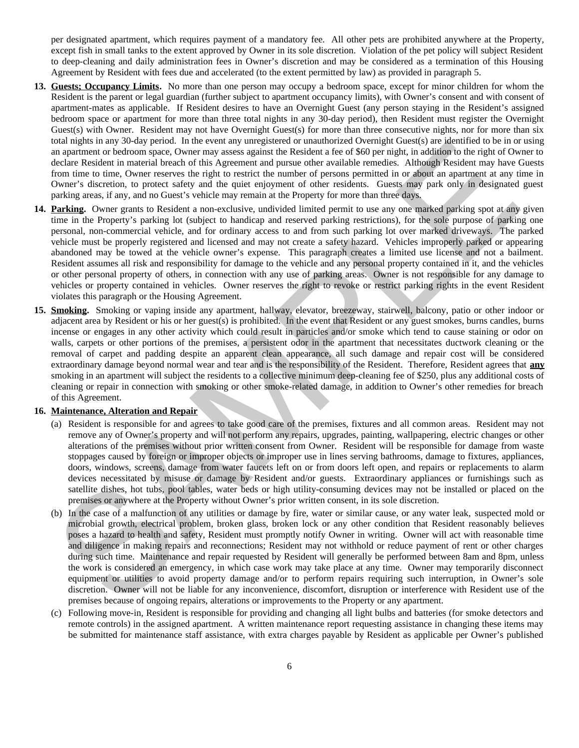per designated apartment, which requires payment of a mandatory fee. All other pets are prohibited anywhere at the Property, except fish in small tanks to the extent approved by Owner in its sole discretion. Violation of the pet policy will subject Resident to deep-cleaning and daily administration fees in Owner's discretion and may be considered as a termination of this Housing Agreement by Resident with fees due and accelerated (to the extent permitted by law) as provided in paragraph 5.

13. **Guests; Occupancy Limits.** No more than one person may occupy a bedroom space, except for minor children for whom the Resident is the parent or legal guardian (further subject to apartment occupancy limits), with Owner's consent and with consent of apartment-mates as applicable. If Resident desires to have an Overnight Guest (any person staying in the Resident's assigned bedroom space or apartment for more than three total nights in any 30-day period), then Resident must register the Overnight Guest(s) with Owner. Resident may not have Overnight Guest(s) for more than three consecutive nights, nor for more than six total nights in any 30-day period. In the event any unregistered or unauthorized Overnight Guest(s) are identified to be in or using an apartment or bedroom space, Owner may assess against the Resident a fee of $60 per night, in addition to the right of Owner to declare Resident in material breach of this Agreement and pursue other available remedies. Although Resident may have Guests from time to time, Owner reserves the right to restrict the number of persons permitted in or about an apartment at any time in Owner's discretion, to protect safety and the quiet enjoyment of other residents. Guests may park only in designated guest parking areas, if any, and no Guest's vehicle may remain at the Property for more than three days.

14. **Parking.** Owner grants to Resident a non-exclusive, undivided limited permit to use any one marked parking spot at any given time in the Property's parking lot (subject to handicap and reserved parking restrictions), for the sole purpose of parking one personal, non-commercial vehicle, and for ordinary access to and from such parking lot over marked driveways. The parked vehicle must be properly registered and licensed and may not create a safety hazard. Vehicles improperly parked or appearing abandoned may be towed at the vehicle owner's expense. This paragraph creates a limited use license and not a bailment. Resident assumes all risk and responsibility for damage to the vehicle and any personal property contained in it, and the vehicles or other personal property of others, in connection with any use of parking areas. Owner is not responsible for any damage to vehicles or property contained in vehicles. Owner reserves the right to revoke or restrict parking rights in the event Resident violates this paragraph or the Housing Agreement.

15. **Smoking.** Smoking or vaping inside any apartment, hallway, elevator, breezeway, stairwell, balcony, patio or other indoor or adjacent area by Resident or his or her guest(s) is prohibited. In the event that Resident or any guest smokes, burns candles, burns incense or engages in any other activity which could result in particles and/or smoke which tend to cause staining or odor on walls, carpets or other portions of the premises, a persistent odor in the apartment that necessitates ductwork cleaning or the removal of carpet and padding despite an apparent clean appearance, all such damage and repair cost will be considered extraordinary damage beyond normal wear and tear and is the responsibility of the Resident. Therefore, Resident agrees that **any** smoking in an apartment will subject the residents to a collective minimum deep-cleaning fee of $250, plus any additional costs of cleaning or repair in connection with smoking or other smoke-related damage, in addition to Owner's other remedies for breach of this Agreement.

16. **Maintenance, Alteration and Repair**

    (a) Resident is responsible for and agrees to take good care of the premises, fixtures and all common areas. Resident may not remove any of Owner's property and will not perform any repairs, upgrades, painting, wallpapering, electric changes or other alterations of the premises without prior written consent from Owner. Resident will be responsible for damage from waste stoppages caused by foreign or improper objects or improper use in lines serving bathrooms, damage to fixtures, appliances, doors, windows, screens, damage from water faucets left on or from doors left open, and repairs or replacements to alarm devices necessitated by misuse or damage by Resident and/or guests. Extraordinary appliances or furnishings such as satellite dishes, hot tubs, pool tables, water beds or high utility-consuming devices may not be installed or placed on the premises or anywhere at the Property without Owner's prior written consent, in its sole discretion.

    (b) In the case of a malfunction of any utilities or damage by fire, water or similar cause, or any water leak, suspected mold or microbial growth, electrical problem, broken glass, broken lock or any other condition that Resident reasonably believes poses a hazard to health and safety, Resident must promptly notify Owner in writing. Owner will act with reasonable time and diligence in making repairs and reconnections; Resident may not withhold or reduce payment of rent or other charges during such time. Maintenance and repair requested by Resident will generally be performed between 8am and 8pm, unless the work is considered an emergency, in which case work may take place at any time. Owner may temporarily disconnect equipment or utilities to avoid property damage and/or to perform repairs requiring such interruption, in Owner's sole discretion. Owner will not be liable for any inconvenience, discomfort, disruption or interference with Resident use of the premises because of ongoing repairs, alterations or improvements to the Property or any apartment.

    (c) Following move-in, Resident is responsible for providing and changing all light bulbs and batteries (for smoke detectors and remote controls) in the assigned apartment. A written maintenance report requesting assistance in changing these items may be submitted for maintenance staff assistance, with extra charges payable by Resident as applicable per Owner's published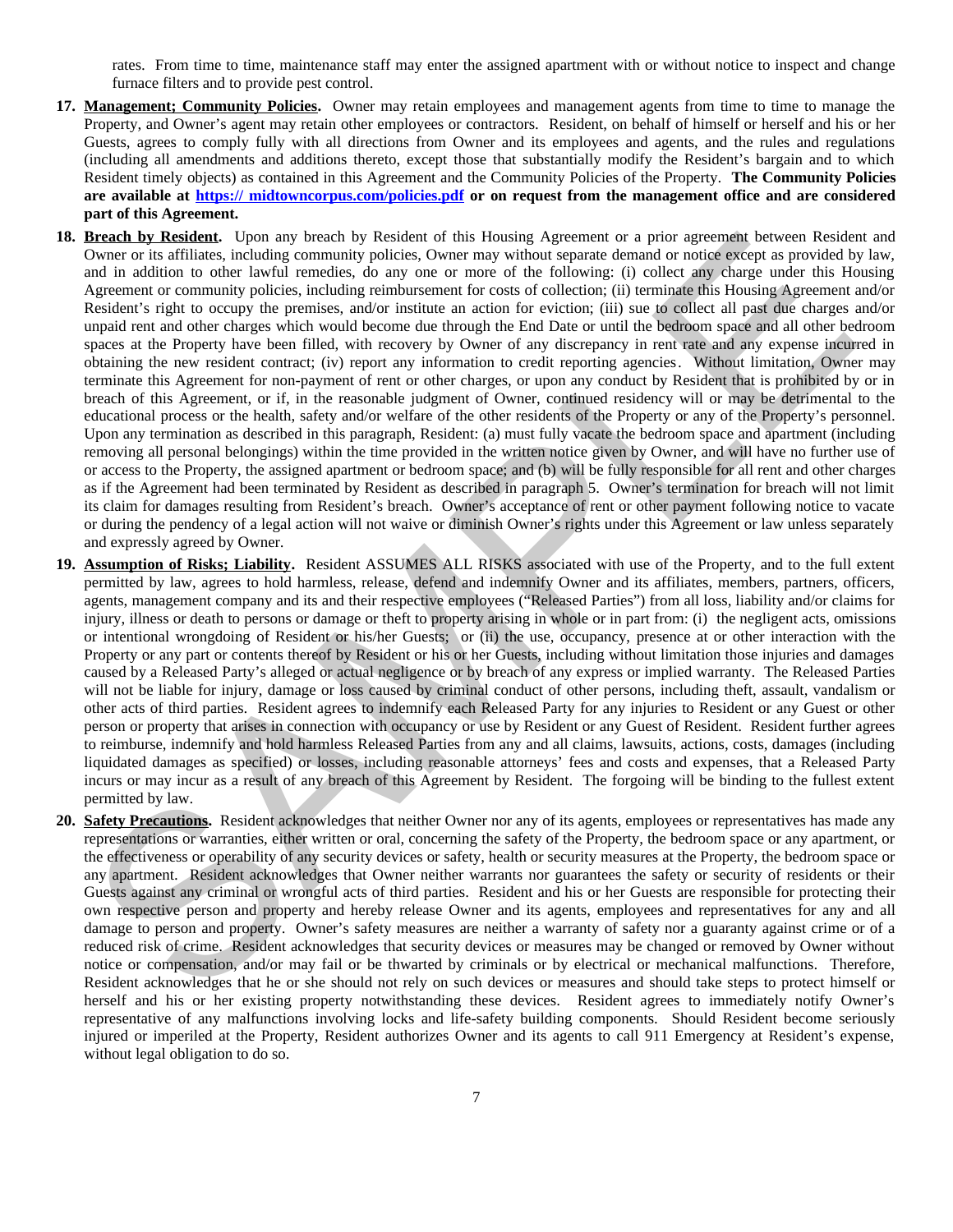rates. From time to time, maintenance staff may enter the assigned apartment with or without notice to inspect and change furnace filters and to provide pest control.

17. **Management; Community Policies.** Owner may retain employees and management agents from time to time to manage the Property, and Owner's agent may retain other employees or contractors. Resident, on behalf of himself or herself and his or her Guests, agrees to comply fully with all directions from Owner and its employees and agents, and the rules and regulations (including all amendments and additions thereto, except those that substantially modify the Resident's bargain and to which Resident timely objects) as contained in this Agreement and the Community Policies of the Property. **The Community Policies are available at https:// midtowncorpus.com/policies.pdf or on request from the management office and are considered part of this Agreement.**

18. **Breach by Resident.** Upon any breach by Resident of this Housing Agreement or a prior agreement between Resident and Owner or its affiliates, including community policies, Owner may without separate demand or notice except as provided by law, and in addition to other lawful remedies, do any one or more of the following: (i) collect any charge under this Housing Agreement or community policies, including reimbursement for costs of collection; (ii) terminate this Housing Agreement and/or Resident's right to occupy the premises, and/or institute an action for eviction; (iii) sue to collect all past due charges and/or unpaid rent and other charges which would become due through the End Date or until the bedroom space and all other bedroom spaces at the Property have been filled, with recovery by Owner of any discrepancy in rent rate and any expense incurred in obtaining the new resident contract; (iv) report any information to credit reporting agencies. Without limitation, Owner may terminate this Agreement for non-payment of rent or other charges, or upon any conduct by Resident that is prohibited by or in breach of this Agreement, or if, in the reasonable judgment of Owner, continued residency will or may be detrimental to the educational process or the health, safety and/or welfare of the other residents of the Property or any of the Property's personnel. Upon any termination as described in this paragraph, Resident: (a) must fully vacate the bedroom space and apartment (including removing all personal belongings) within the time provided in the written notice given by Owner, and will have no further use of or access to the Property, the assigned apartment or bedroom space; and (b) will be fully responsible for all rent and other charges as if the Agreement had been terminated by Resident as described in paragraph 5. Owner's termination for breach will not limit its claim for damages resulting from Resident's breach. Owner's acceptance of rent or other payment following notice to vacate or during the pendency of a legal action will not waive or diminish Owner's rights under this Agreement or law unless separately and expressly agreed by Owner.

19. **Assumption of Risks; Liability.** Resident ASSUMES ALL RISKS associated with use of the Property, and to the full extent permitted by law, agrees to hold harmless, release, defend and indemnify Owner and its affiliates, members, partners, officers, agents, management company and its and their respective employees ("Released Parties") from all loss, liability and/or claims for injury, illness or death to persons or damage or theft to property arising in whole or in part from: (i) the negligent acts, omissions or intentional wrongdoing of Resident or his/her Guests; or (ii) the use, occupancy, presence at or other interaction with the Property or any part or contents thereof by Resident or his or her Guests, including without limitation those injuries and damages caused by a Released Party's alleged or actual negligence or by breach of any express or implied warranty. The Released Parties will not be liable for injury, damage or loss caused by criminal conduct of other persons, including theft, assault, vandalism or other acts of third parties. Resident agrees to indemnify each Released Party for any injuries to Resident or any Guest or other person or property that arises in connection with occupancy or use by Resident or any Guest of Resident. Resident further agrees to reimburse, indemnify and hold harmless Released Parties from any and all claims, lawsuits, actions, costs, damages (including liquidated damages as specified) or losses, including reasonable attorneys' fees and costs and expenses, that a Released Party incurs or may incur as a result of any breach of this Agreement by Resident. The forgoing will be binding to the fullest extent permitted by law.

20. **Safety Precautions.** Resident acknowledges that neither Owner nor any of its agents, employees or representatives has made any representations or warranties, either written or oral, concerning the safety of the Property, the bedroom space or any apartment, or the effectiveness or operability of any security devices or safety, health or security measures at the Property, the bedroom space or any apartment. Resident acknowledges that Owner neither warrants nor guarantees the safety or security of residents or their Guests against any criminal or wrongful acts of third parties. Resident and his or her Guests are responsible for protecting their own respective person and property and hereby release Owner and its agents, employees and representatives for any and all damage to person and property. Owner's safety measures are neither a warranty of safety nor a guaranty against crime or of a reduced risk of crime. Resident acknowledges that security devices or measures may be changed or removed by Owner without notice or compensation, and/or may fail or be thwarted by criminals or by electrical or mechanical malfunctions. Therefore, Resident acknowledges that he or she should not rely on such devices or measures and should take steps to protect himself or herself and his or her existing property notwithstanding these devices. Resident agrees to immediately notify Owner's representative of any malfunctions involving locks and life-safety building components. Should Resident become seriously injured or imperiled at the Property, Resident authorizes Owner and its agents to call 911 Emergency at Resident's expense, without legal obligation to do so.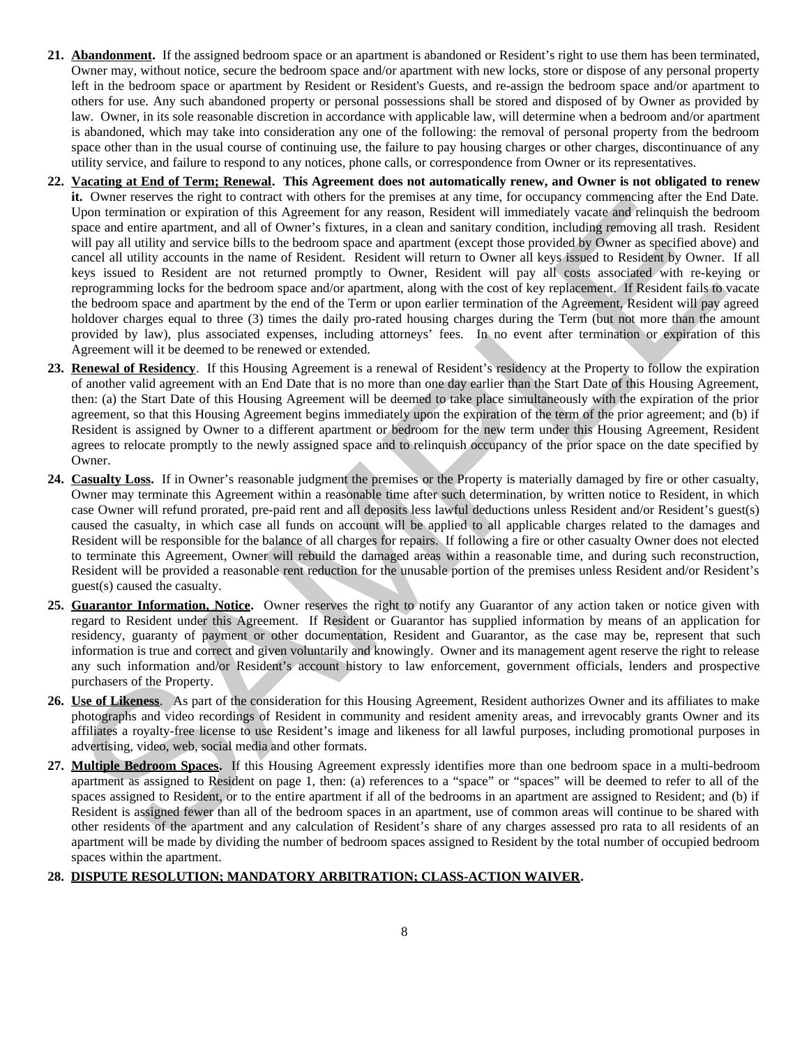21. **Abandonment.** If the assigned bedroom space or an apartment is abandoned or Resident's right to use them has been terminated, Owner may, without notice, secure the bedroom space and/or apartment with new locks, store or dispose of any personal property left in the bedroom space or apartment by Resident or Resident's Guests, and re-assign the bedroom space and/or apartment to others for use. Any such abandoned property or personal possessions shall be stored and disposed of by Owner as provided by law. Owner, in its sole reasonable discretion in accordance with applicable law, will determine when a bedroom and/or apartment is abandoned, which may take into consideration any one of the following: the removal of personal property from the bedroom space other than in the usual course of continuing use, the failure to pay housing charges or other charges, discontinuance of any utility service, and failure to respond to any notices, phone calls, or correspondence from Owner or its representatives.

22. **Vacating at End of Term; Renewal. This Agreement does not automatically renew, and Owner is not obligated to renew it.** Owner reserves the right to contract with others for the premises at any time, for occupancy commencing after the End Date. Upon termination or expiration of this Agreement for any reason, Resident will immediately vacate and relinquish the bedroom space and entire apartment, and all of Owner's fixtures, in a clean and sanitary condition, including removing all trash. Resident will pay all utility and service bills to the bedroom space and apartment (except those provided by Owner as specified above) and cancel all utility accounts in the name of Resident. Resident will return to Owner all keys issued to Resident by Owner. If all keys issued to Resident are not returned promptly to Owner, Resident will pay all costs associated with re-keying or reprogramming locks for the bedroom space and/or apartment, along with the cost of key replacement. If Resident fails to vacate the bedroom space and apartment by the end of the Term or upon earlier termination of the Agreement, Resident will pay agreed holdover charges equal to three (3) times the daily pro-rated housing charges during the Term (but not more than the amount provided by law), plus associated expenses, including attorneys' fees. In no event after termination or expiration of this Agreement will it be deemed to be renewed or extended.

23. **Renewal of Residency**. If this Housing Agreement is a renewal of Resident's residency at the Property to follow the expiration of another valid agreement with an End Date that is no more than one day earlier than the Start Date of this Housing Agreement, then: (a) the Start Date of this Housing Agreement will be deemed to take place simultaneously with the expiration of the prior agreement, so that this Housing Agreement begins immediately upon the expiration of the term of the prior agreement; and (b) if Resident is assigned by Owner to a different apartment or bedroom for the new term under this Housing Agreement, Resident agrees to relocate promptly to the newly assigned space and to relinquish occupancy of the prior space on the date specified by Owner.

24. **Casualty Loss.** If in Owner's reasonable judgment the premises or the Property is materially damaged by fire or other casualty, Owner may terminate this Agreement within a reasonable time after such determination, by written notice to Resident, in which case Owner will refund prorated, pre-paid rent and all deposits less lawful deductions unless Resident and/or Resident's guest(s) caused the casualty, in which case all funds on account will be applied to all applicable charges related to the damages and Resident will be responsible for the balance of all charges for repairs. If following a fire or other casualty Owner does not elected to terminate this Agreement, Owner will rebuild the damaged areas within a reasonable time, and during such reconstruction, Resident will be provided a reasonable rent reduction for the unusable portion of the premises unless Resident and/or Resident's guest(s) caused the casualty.

25. **Guarantor Information, Notice.** Owner reserves the right to notify any Guarantor of any action taken or notice given with regard to Resident under this Agreement. If Resident or Guarantor has supplied information by means of an application for residency, guaranty of payment or other documentation, Resident and Guarantor, as the case may be, represent that such information is true and correct and given voluntarily and knowingly. Owner and its management agent reserve the right to release any such information and/or Resident's account history to law enforcement, government officials, lenders and prospective purchasers of the Property.

26. **Use of Likeness**. As part of the consideration for this Housing Agreement, Resident authorizes Owner and its affiliates to make photographs and video recordings of Resident in community and resident amenity areas, and irrevocably grants Owner and its affiliates a royalty-free license to use Resident's image and likeness for all lawful purposes, including promotional purposes in advertising, video, web, social media and other formats.

27. **Multiple Bedroom Spaces.** If this Housing Agreement expressly identifies more than one bedroom space in a multi-bedroom apartment as assigned to Resident on page 1, then: (a) references to a "space" or "spaces" will be deemed to refer to all of the spaces assigned to Resident, or to the entire apartment if all of the bedrooms in an apartment are assigned to Resident; and (b) if Resident is assigned fewer than all of the bedroom spaces in an apartment, use of common areas will continue to be shared with other residents of the apartment and any calculation of Resident's share of any charges assessed pro rata to all residents of an apartment will be made by dividing the number of bedroom spaces assigned to Resident by the total number of occupied bedroom spaces within the apartment.

28. **DISPUTE RESOLUTION; MANDATORY ARBITRATION; CLASS-ACTION WAIVER.**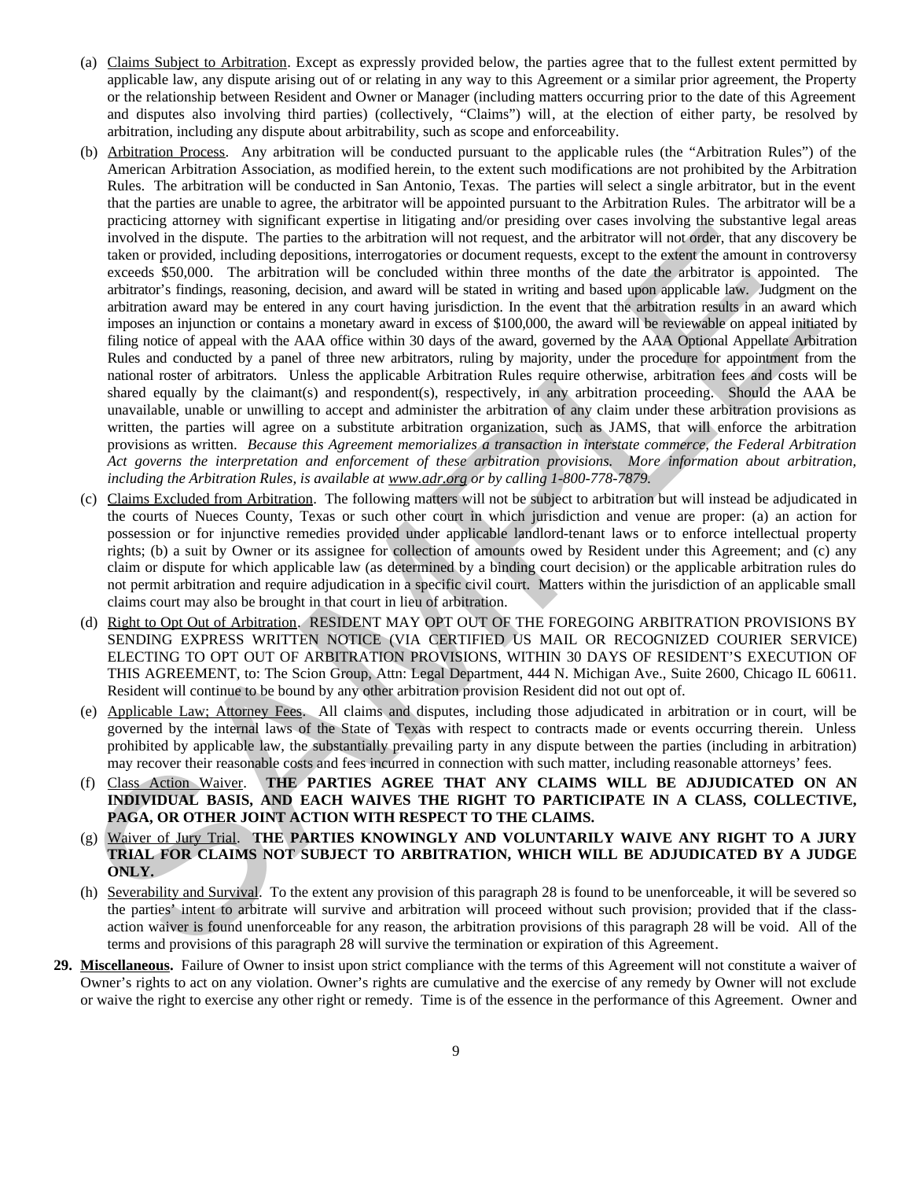(a) Claims Subject to Arbitration. Except as expressly provided below, the parties agree that to the fullest extent permitted by applicable law, any dispute arising out of or relating in any way to this Agreement or a similar prior agreement, the Property or the relationship between Resident and Owner or Manager (including matters occurring prior to the date of this Agreement and disputes also involving third parties) (collectively, "Claims") will, at the election of either party, be resolved by arbitration, including any dispute about arbitrability, such as scope and enforceability.

(b) Arbitration Process. Any arbitration will be conducted pursuant to the applicable rules (the "Arbitration Rules") of the American Arbitration Association, as modified herein, to the extent such modifications are not prohibited by the Arbitration Rules. The arbitration will be conducted in San Antonio, Texas. The parties will select a single arbitrator, but in the event that the parties are unable to agree, the arbitrator will be appointed pursuant to the Arbitration Rules. The arbitrator will be a practicing attorney with significant expertise in litigating and/or presiding over cases involving the substantive legal areas involved in the dispute. The parties to the arbitration will not request, and the arbitrator will not order, that any discovery be taken or provided, including depositions, interrogatories or document requests, except to the extent the amount in controversy exceeds $50,000. The arbitration will be concluded within three months of the date the arbitrator is appointed. The arbitrator's findings, reasoning, decision, and award will be stated in writing and based upon applicable law. Judgment on the arbitration award may be entered in any court having jurisdiction. In the event that the arbitration results in an award which imposes an injunction or contains a monetary award in excess of $100,000, the award will be reviewable on appeal initiated by filing notice of appeal with the AAA office within 30 days of the award, governed by the AAA Optional Appellate Arbitration Rules and conducted by a panel of three new arbitrators, ruling by majority, under the procedure for appointment from the national roster of arbitrators. Unless the applicable Arbitration Rules require otherwise, arbitration fees and costs will be shared equally by the claimant(s) and respondent(s), respectively, in any arbitration proceeding. Should the AAA be unavailable, unable or unwilling to accept and administer the arbitration of any claim under these arbitration provisions as written, the parties will agree on a substitute arbitration organization, such as JAMS, that will enforce the arbitration provisions as written. *Because this Agreement memorializes a transaction in interstate commerce, the Federal Arbitration Act governs the interpretation and enforcement of these arbitration provisions. More information about arbitration, including the Arbitration Rules, is available at www.adr.org or by calling 1-800-778-7879.*

(c) Claims Excluded from Arbitration. The following matters will not be subject to arbitration but will instead be adjudicated in the courts of Nueces County, Texas or such other court in which jurisdiction and venue are proper: (a) an action for possession or for injunctive remedies provided under applicable landlord-tenant laws or to enforce intellectual property rights; (b) a suit by Owner or its assignee for collection of amounts owed by Resident under this Agreement; and (c) any claim or dispute for which applicable law (as determined by a binding court decision) or the applicable arbitration rules do not permit arbitration and require adjudication in a specific civil court. Matters within the jurisdiction of an applicable small claims court may also be brought in that court in lieu of arbitration.

(d) Right to Opt Out of Arbitration. RESIDENT MAY OPT OUT OF THE FOREGOING ARBITRATION PROVISIONS BY SENDING EXPRESS WRITTEN NOTICE (VIA CERTIFIED US MAIL OR RECOGNIZED COURIER SERVICE) ELECTING TO OPT OUT OF ARBITRATION PROVISIONS, WITHIN 30 DAYS OF RESIDENT'S EXECUTION OF THIS AGREEMENT, to: The Scion Group, Attn: Legal Department, 444 N. Michigan Ave., Suite 2600, Chicago IL 60611. Resident will continue to be bound by any other arbitration provision Resident did not out opt of.

(e) Applicable Law; Attorney Fees. All claims and disputes, including those adjudicated in arbitration or in court, will be governed by the internal laws of the State of Texas with respect to contracts made or events occurring therein. Unless prohibited by applicable law, the substantially prevailing party in any dispute between the parties (including in arbitration) may recover their reasonable costs and fees incurred in connection with such matter, including reasonable attorneys' fees.

(f) Class Action Waiver. **THE PARTIES AGREE THAT ANY CLAIMS WILL BE ADJUDICATED ON AN INDIVIDUAL BASIS, AND EACH WAIVES THE RIGHT TO PARTICIPATE IN A CLASS, COLLECTIVE, PAGA, OR OTHER JOINT ACTION WITH RESPECT TO THE CLAIMS.**

(g) Waiver of Jury Trial. **THE PARTIES KNOWINGLY AND VOLUNTARILY WAIVE ANY RIGHT TO A JURY TRIAL FOR CLAIMS NOT SUBJECT TO ARBITRATION, WHICH WILL BE ADJUDICATED BY A JUDGE ONLY.**

(h) Severability and Survival. To the extent any provision of this paragraph 28 is found to be unenforceable, it will be severed so the parties' intent to arbitrate will survive and arbitration will proceed without such provision; provided that if the class-action waiver is found unenforceable for any reason, the arbitration provisions of this paragraph 28 will be void. All of the terms and provisions of this paragraph 28 will survive the termination or expiration of this Agreement.

**29. Miscellaneous.** Failure of Owner to insist upon strict compliance with the terms of this Agreement will not constitute a waiver of Owner's rights to act on any violation. Owner's rights are cumulative and the exercise of any remedy by Owner will not exclude or waive the right to exercise any other right or remedy. Time is of the essence in the performance of this Agreement. Owner and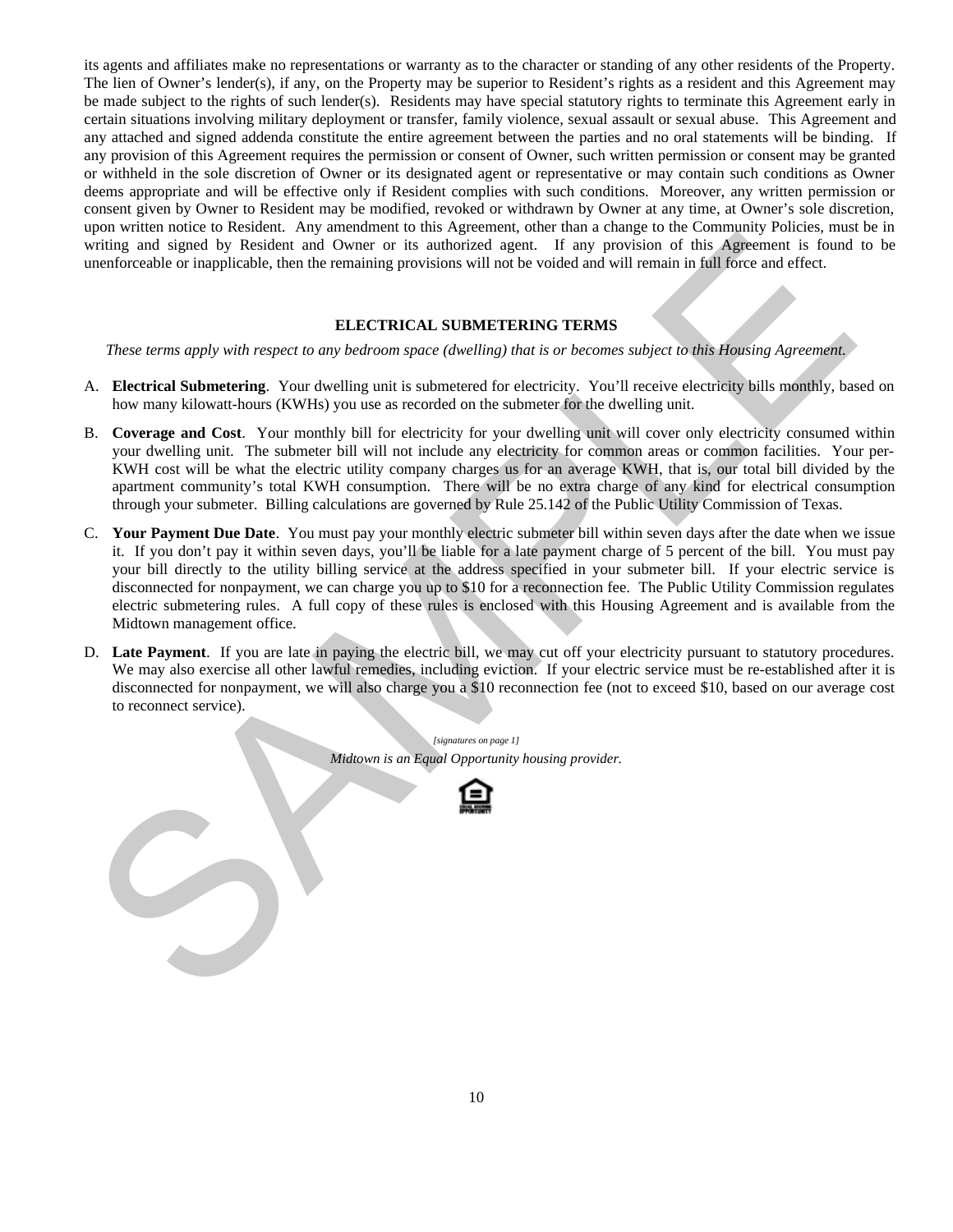its agents and affiliates make no representations or warranty as to the character or standing of any other residents of the Property. The lien of Owner's lender(s), if any, on the Property may be superior to Resident's rights as a resident and this Agreement may be made subject to the rights of such lender(s). Residents may have special statutory rights to terminate this Agreement early in certain situations involving military deployment or transfer, family violence, sexual assault or sexual abuse. This Agreement and any attached and signed addenda constitute the entire agreement between the parties and no oral statements will be binding. If any provision of this Agreement requires the permission or consent of Owner, such written permission or consent may be granted or withheld in the sole discretion of Owner or its designated agent or representative or may contain such conditions as Owner deems appropriate and will be effective only if Resident complies with such conditions. Moreover, any written permission or consent given by Owner to Resident may be modified, revoked or withdrawn by Owner at any time, at Owner's sole discretion, upon written notice to Resident. Any amendment to this Agreement, other than a change to the Community Policies, must be in writing and signed by Resident and Owner or its authorized agent. If any provision of this Agreement is found to be unenforceable or inapplicable, then the remaining provisions will not be voided and will remain in full force and effect.

## ELECTRICAL SUBMETERING TERMS

*These terms apply with respect to any bedroom space (dwelling) that is or becomes subject to this Housing Agreement.*

A. **Electrical Submetering**. Your dwelling unit is submetered for electricity. You'll receive electricity bills monthly, based on how many kilowatt-hours (KWHs) you use as recorded on the submeter for the dwelling unit.

B. **Coverage and Cost**. Your monthly bill for electricity for your dwelling unit will cover only electricity consumed within your dwelling unit. The submeter bill will not include any electricity for common areas or common facilities. Your per-KWH cost will be what the electric utility company charges us for an average KWH, that is, our total bill divided by the apartment community's total KWH consumption. There will be no extra charge of any kind for electrical consumption through your submeter. Billing calculations are governed by Rule 25.142 of the Public Utility Commission of Texas.

C. **Your Payment Due Date**. You must pay your monthly electric submeter bill within seven days after the date when we issue it. If you don't pay it within seven days, you'll be liable for a late payment charge of 5 percent of the bill. You must pay your bill directly to the utility billing service at the address specified in your submeter bill. If your electric service is disconnected for nonpayment, we can charge you up to $10 for a reconnection fee. The Public Utility Commission regulates electric submetering rules. A full copy of these rules is enclosed with this Housing Agreement and is available from the Midtown management office.

D. **Late Payment**. If you are late in paying the electric bill, we may cut off your electricity pursuant to statutory procedures. We may also exercise all other lawful remedies, including eviction. If your electric service must be re-established after it is disconnected for nonpayment, we will also charge you a $10 reconnection fee (not to exceed $10, based on our average cost to reconnect service).

*[signatures on page 1]*

*Midtown is an Equal Opportunity housing provider.*